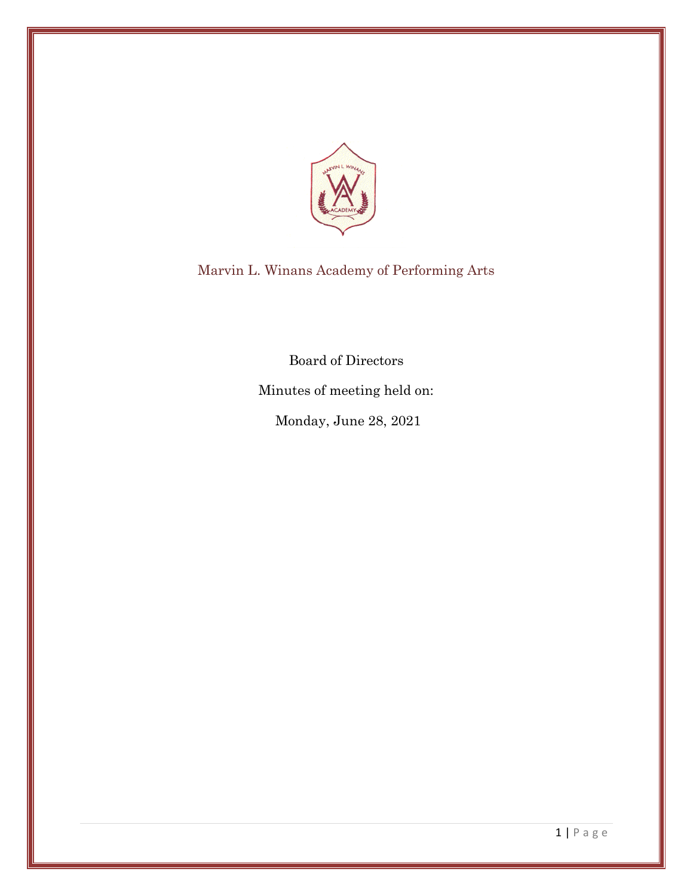# Marvin L. Winans Academy of Performing Arts

Board of Directors

Minutes of meeting held on:

Monday, June 28, 2021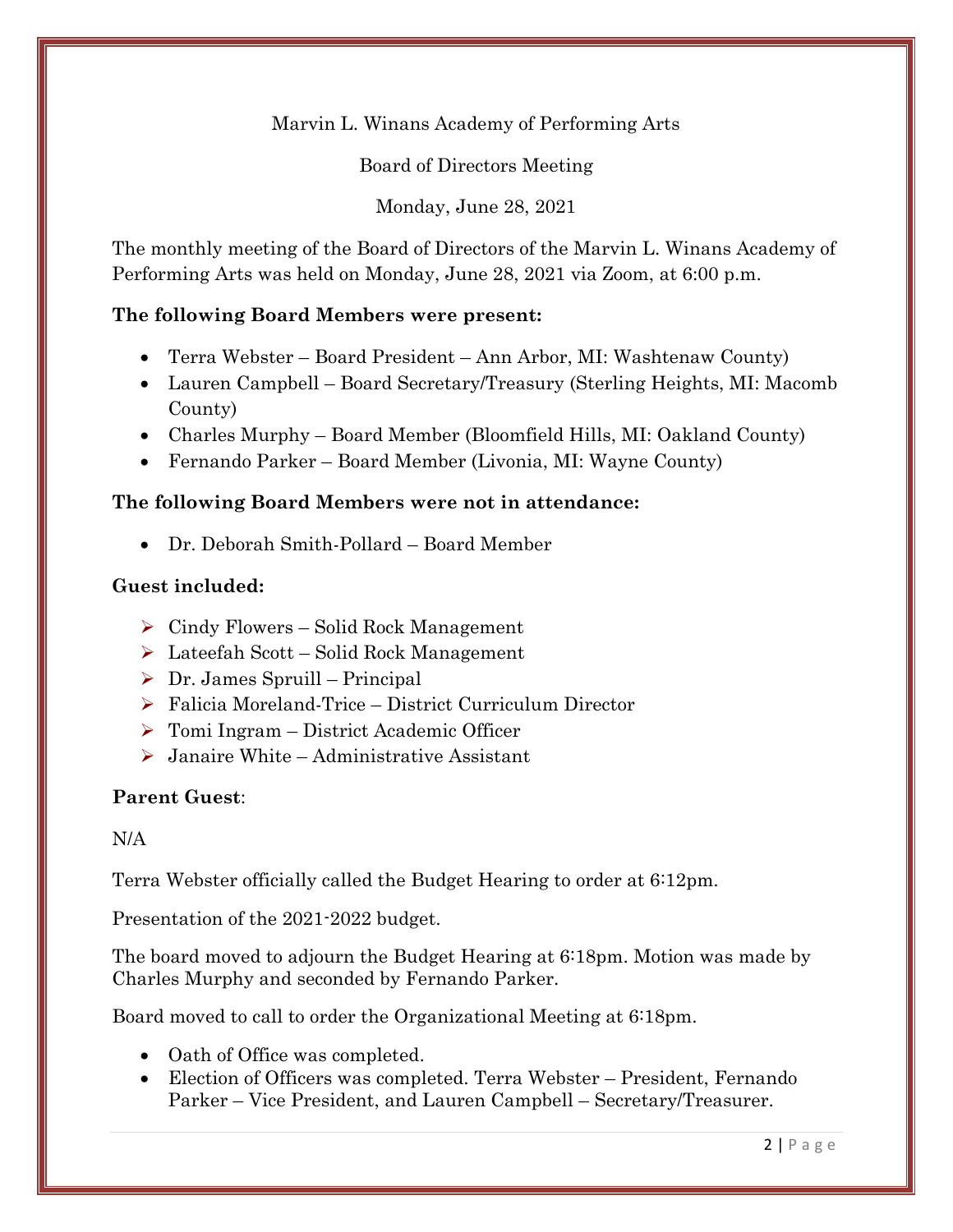Marvin L. Winans Academy of Performing Arts

Board of Directors Meeting

Monday, June 28, 2021

The monthly meeting of the Board of Directors of the Marvin L. Winans Academy of Performing Arts was held on Monday, June 28, 2021 via Zoom, at 6:00 p.m.

**The following Board Members were present:**

- Terra Webster – Board President – Ann Arbor, MI: Washtenaw County)
- Lauren Campbell – Board Secretary/Treasury (Sterling Heights, MI: Macomb County)
- Charles Murphy – Board Member (Bloomfield Hills, MI: Oakland County)
- Fernando Parker – Board Member (Livonia, MI: Wayne County)

**The following Board Members were not in attendance:**

- Dr. Deborah Smith-Pollard – Board Member

**Guest included:**

- Cindy Flowers – Solid Rock Management
- Lateefah Scott – Solid Rock Management
- Dr. James Spruill – Principal
- Falicia Moreland-Trice – District Curriculum Director
- Tomi Ingram – District Academic Officer
- Janaire White – Administrative Assistant

**Parent Guest**:

N/A

Terra Webster officially called the Budget Hearing to order at 6:12pm.

Presentation of the 2021-2022 budget.

The board moved to adjourn the Budget Hearing at 6:18pm. Motion was made by Charles Murphy and seconded by Fernando Parker.

Board moved to call to order the Organizational Meeting at 6:18pm.

- Oath of Office was completed.
- Election of Officers was completed. Terra Webster – President, Fernando Parker – Vice President, and Lauren Campbell – Secretary/Treasurer.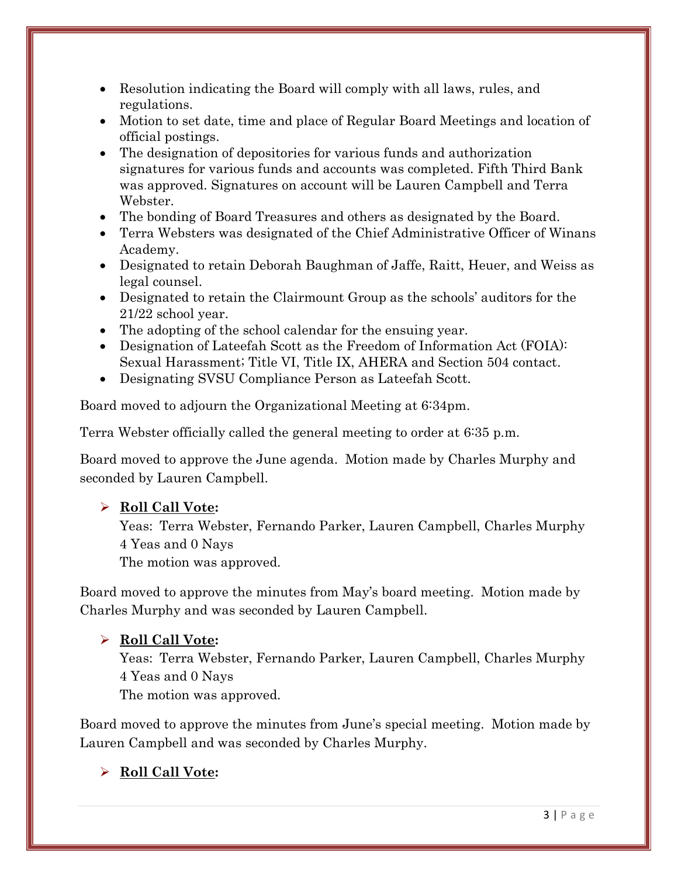- Resolution indicating the Board will comply with all laws, rules, and regulations.
- Motion to set date, time and place of Regular Board Meetings and location of official postings.
- The designation of depositories for various funds and authorization signatures for various funds and accounts was completed. Fifth Third Bank was approved. Signatures on account will be Lauren Campbell and Terra Webster.
- The bonding of Board Treasures and others as designated by the Board.
- Terra Websters was designated of the Chief Administrative Officer of Winans Academy.
- Designated to retain Deborah Baughman of Jaffe, Raitt, Heuer, and Weiss as legal counsel.
- Designated to retain the Clairmount Group as the schools' auditors for the 21/22 school year.
- The adopting of the school calendar for the ensuing year.
- Designation of Lateefah Scott as the Freedom of Information Act (FOIA): Sexual Harassment; Title VI, Title IX, AHERA and Section 504 contact.
- Designating SVSU Compliance Person as Lateefah Scott.

Board moved to adjourn the Organizational Meeting at 6:34pm.

Terra Webster officially called the general meeting to order at 6:35 p.m.

Board moved to approve the June agenda. Motion made by Charles Murphy and seconded by Lauren Campbell.

- **Roll Call Vote:**
  Yeas: Terra Webster, Fernando Parker, Lauren Campbell, Charles Murphy
  4 Yeas and 0 Nays
  The motion was approved.

Board moved to approve the minutes from May's board meeting. Motion made by Charles Murphy and was seconded by Lauren Campbell.

- **Roll Call Vote:**
  Yeas: Terra Webster, Fernando Parker, Lauren Campbell, Charles Murphy
  4 Yeas and 0 Nays
  The motion was approved.

Board moved to approve the minutes from June's special meeting. Motion made by Lauren Campbell and was seconded by Charles Murphy.

- **Roll Call Vote:**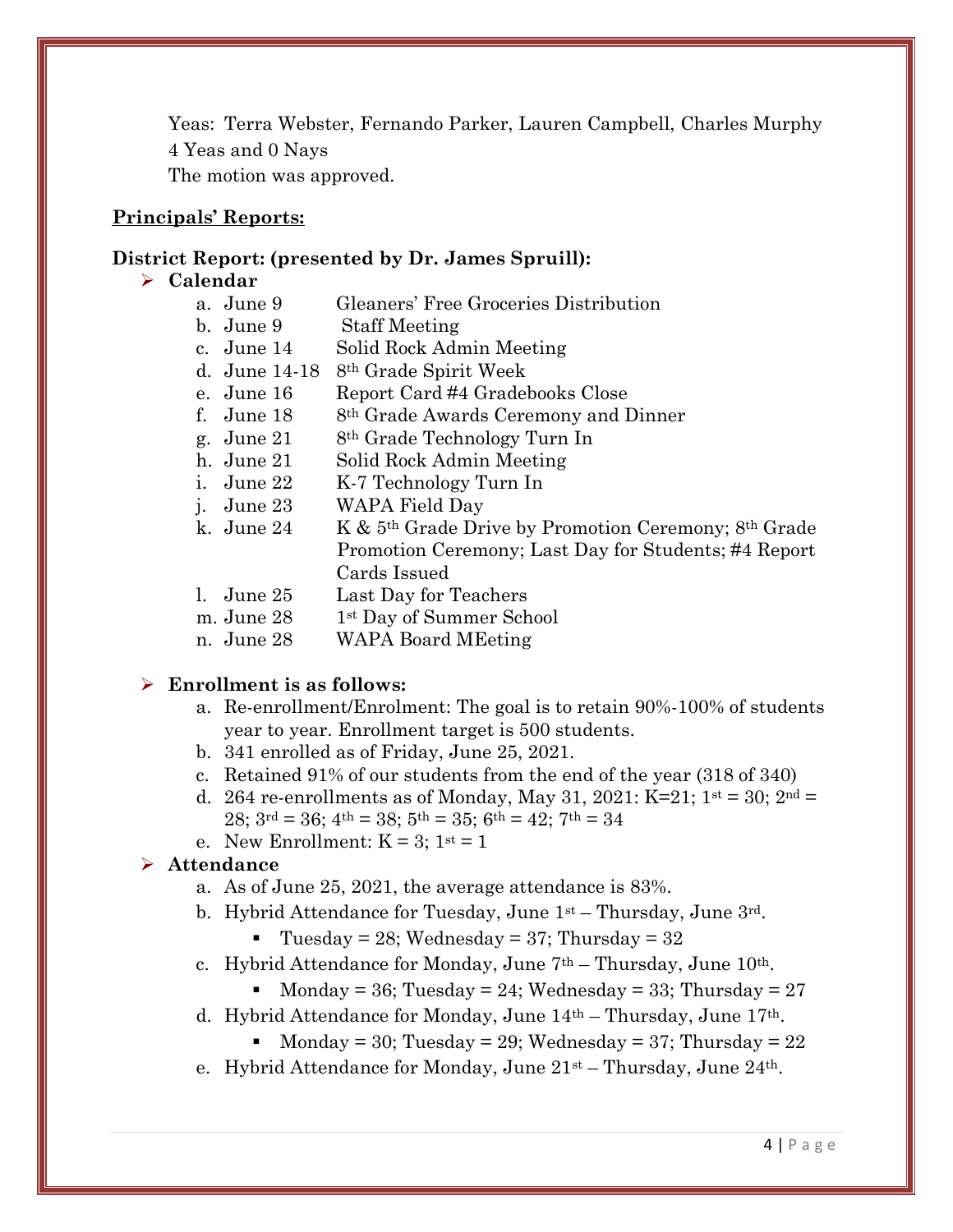Yeas: Terra Webster, Fernando Parker, Lauren Campbell, Charles Murphy
4 Yeas and 0 Nays
The motion was approved.

**Principals' Reports:**

**District Report: (presented by Dr. James Spruill):**

- **Calendar**
  a. June 9 Gleaners' Free Groceries Distribution
  b. June 9 Staff Meeting
  c. June 14 Solid Rock Admin Meeting
  d. June 14-18 8th Grade Spirit Week
  e. June 16 Report Card #4 Gradebooks Close
  f. June 18 8th Grade Awards Ceremony and Dinner
  g. June 21 8th Grade Technology Turn In
  h. June 21 Solid Rock Admin Meeting
  i. June 22 K-7 Technology Turn In
  j. June 23 WAPA Field Day
  k. June 24 K & 5th Grade Drive by Promotion Ceremony; 8th Grade Promotion Ceremony; Last Day for Students; #4 Report Cards Issued
  l. June 25 Last Day for Teachers
  m. June 28 1st Day of Summer School
  n. June 28 WAPA Board MEeting

- **Enrollment is as follows:**
  a. Re-enrollment/Enrolment: The goal is to retain 90%-100% of students year to year. Enrollment target is 500 students.
  b. 341 enrolled as of Friday, June 25, 2021.
  c. Retained 91% of our students from the end of the year (318 of 340)
  d. 264 re-enrollments as of Monday, May 31, 2021: K=21; 1st = 30; 2nd = 28; 3rd = 36; 4th = 38; 5th = 35; 6th = 42; 7th = 34
  e. New Enrollment: K = 3; 1st = 1

- **Attendance**
  a. As of June 25, 2021, the average attendance is 83%.
  b. Hybrid Attendance for Tuesday, June 1st – Thursday, June 3rd.
     - Tuesday = 28; Wednesday = 37; Thursday = 32
  c. Hybrid Attendance for Monday, June 7th – Thursday, June 10th.
     - Monday = 36; Tuesday = 24; Wednesday = 33; Thursday = 27
  d. Hybrid Attendance for Monday, June 14th – Thursday, June 17th.
     - Monday = 30; Tuesday = 29; Wednesday = 37; Thursday = 22
  e. Hybrid Attendance for Monday, June 21st – Thursday, June 24th.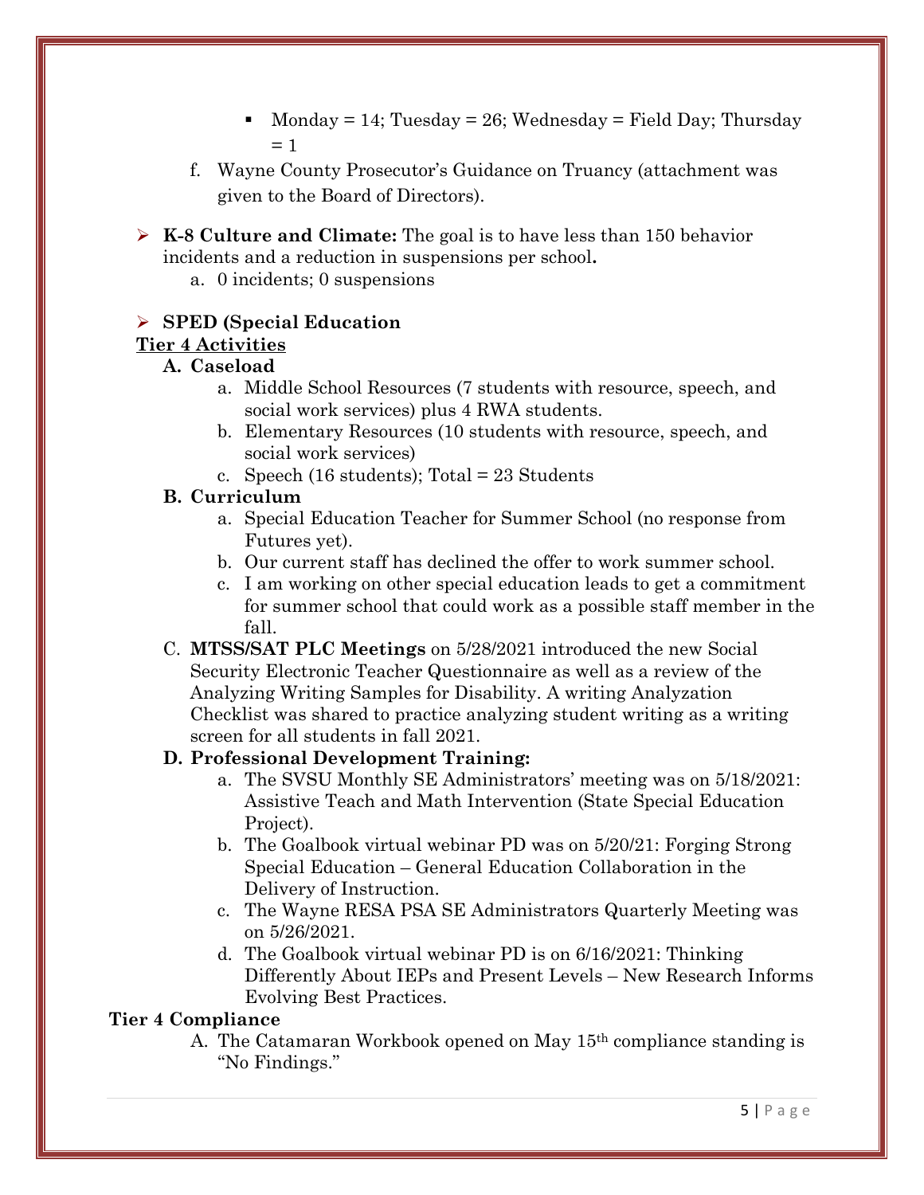- Monday = 14; Tuesday = 26; Wednesday = Field Day; Thursday = 1

f. Wayne County Prosecutor's Guidance on Truancy (attachment was given to the Board of Directors).

- **K-8 Culture and Climate:** The goal is to have less than 150 behavior incidents and a reduction in suspensions per school**.**
  a. 0 incidents; 0 suspensions

- **SPED (Special Education**

**Tier 4 Activities**

**A. Caseload**

a. Middle School Resources (7 students with resource, speech, and social work services) plus 4 RWA students.
b. Elementary Resources (10 students with resource, speech, and social work services)
c. Speech (16 students); Total = 23 Students

**B. Curriculum**

a. Special Education Teacher for Summer School (no response from Futures yet).
b. Our current staff has declined the offer to work summer school.
c. I am working on other special education leads to get a commitment for summer school that could work as a possible staff member in the fall.

C. **MTSS/SAT PLC Meetings** on 5/28/2021 introduced the new Social Security Electronic Teacher Questionnaire as well as a review of the Analyzing Writing Samples for Disability. A writing Analyzation Checklist was shared to practice analyzing student writing as a writing screen for all students in fall 2021.

**D. Professional Development Training:**

a. The SVSU Monthly SE Administrators' meeting was on 5/18/2021: Assistive Teach and Math Intervention (State Special Education Project).
b. The Goalbook virtual webinar PD was on 5/20/21: Forging Strong Special Education – General Education Collaboration in the Delivery of Instruction.
c. The Wayne RESA PSA SE Administrators Quarterly Meeting was on 5/26/2021.
d. The Goalbook virtual webinar PD is on 6/16/2021: Thinking Differently About IEPs and Present Levels – New Research Informs Evolving Best Practices.

**Tier 4 Compliance**

A. The Catamaran Workbook opened on May 15th compliance standing is "No Findings."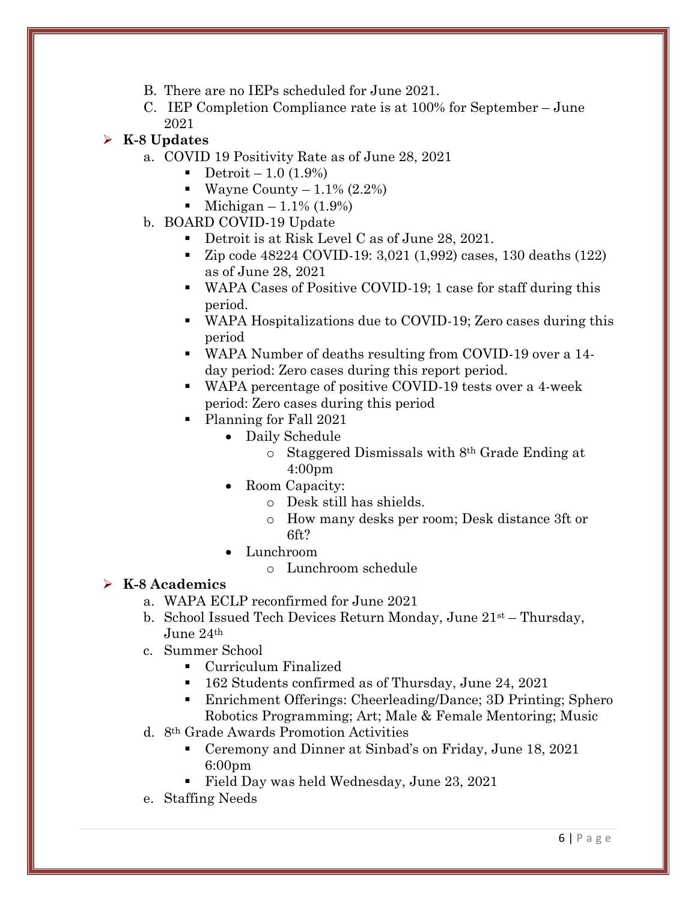B. There are no IEPs scheduled for June 2021.

C. IEP Completion Compliance rate is at 100% for September – June 2021

- **K-8 Updates**
  - a. COVID 19 Positivity Rate as of June 28, 2021
    - Detroit – 1.0 (1.9%)
    - Wayne County – 1.1% (2.2%)
    - Michigan – 1.1% (1.9%)
  - b. BOARD COVID-19 Update
    - Detroit is at Risk Level C as of June 28, 2021.
    - Zip code 48224 COVID-19: 3,021 (1,992) cases, 130 deaths (122) as of June 28, 2021
    - WAPA Cases of Positive COVID-19; 1 case for staff during this period.
    - WAPA Hospitalizations due to COVID-19; Zero cases during this period
    - WAPA Number of deaths resulting from COVID-19 over a 14-day period: Zero cases during this report period.
    - WAPA percentage of positive COVID-19 tests over a 4-week period: Zero cases during this period
    - Planning for Fall 2021
      - Daily Schedule
        - Staggered Dismissals with 8th Grade Ending at 4:00pm
      - Room Capacity:
        - Desk still has shields.
        - How many desks per room; Desk distance 3ft or 6ft?
      - Lunchroom
        - Lunchroom schedule
- **K-8 Academics**
  - a. WAPA ECLP reconfirmed for June 2021
  - b. School Issued Tech Devices Return Monday, June 21st – Thursday, June 24th
  - c. Summer School
    - Curriculum Finalized
    - 162 Students confirmed as of Thursday, June 24, 2021
    - Enrichment Offerings: Cheerleading/Dance; 3D Printing; Sphero Robotics Programming; Art; Male & Female Mentoring; Music
  - d. 8th Grade Awards Promotion Activities
    - Ceremony and Dinner at Sinbad's on Friday, June 18, 2021 6:00pm
    - Field Day was held Wednesday, June 23, 2021
  - e. Staffing Needs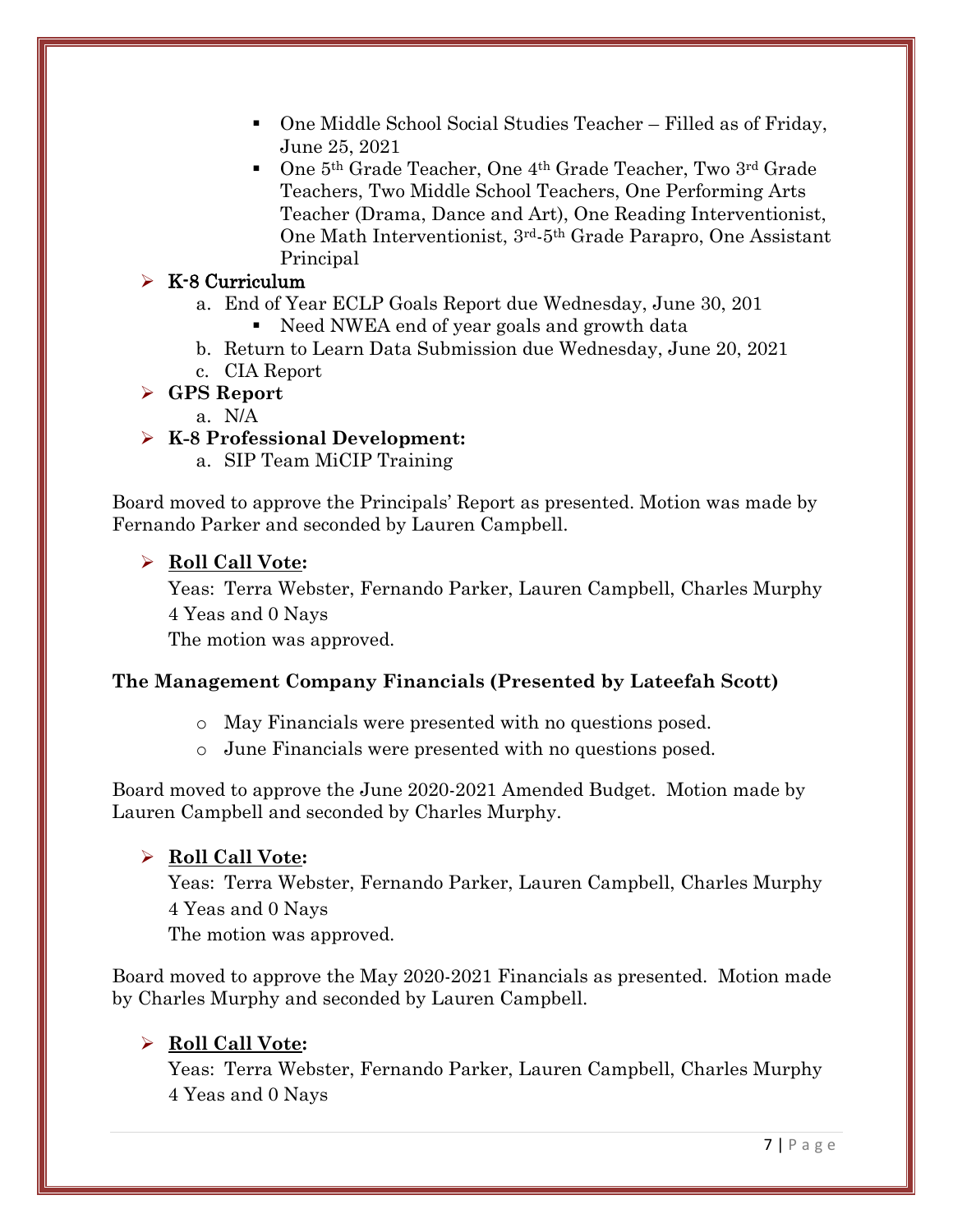- One Middle School Social Studies Teacher – Filled as of Friday, June 25, 2021
  - One 5th Grade Teacher, One 4th Grade Teacher, Two 3rd Grade Teachers, Two Middle School Teachers, One Performing Arts Teacher (Drama, Dance and Art), One Reading Interventionist, One Math Interventionist, 3rd-5th Grade Parapro, One Assistant Principal

- **K-8 Curriculum**
  a. End of Year ECLP Goals Report due Wednesday, June 30, 201
     - Need NWEA end of year goals and growth data
  b. Return to Learn Data Submission due Wednesday, June 20, 2021
  c. CIA Report
- **GPS Report**
  a. N/A
- **K-8 Professional Development:**
  a. SIP Team MiCIP Training

Board moved to approve the Principals' Report as presented. Motion was made by Fernando Parker and seconded by Lauren Campbell.

- **Roll Call Vote:**
  Yeas: Terra Webster, Fernando Parker, Lauren Campbell, Charles Murphy
  4 Yeas and 0 Nays
  The motion was approved.

**The Management Company Financials (Presented by Lateefah Scott)**

- May Financials were presented with no questions posed.
- June Financials were presented with no questions posed.

Board moved to approve the June 2020-2021 Amended Budget. Motion made by Lauren Campbell and seconded by Charles Murphy.

- **Roll Call Vote:**
  Yeas: Terra Webster, Fernando Parker, Lauren Campbell, Charles Murphy
  4 Yeas and 0 Nays
  The motion was approved.

Board moved to approve the May 2020-2021 Financials as presented. Motion made by Charles Murphy and seconded by Lauren Campbell.

- **Roll Call Vote:**
  Yeas: Terra Webster, Fernando Parker, Lauren Campbell, Charles Murphy
  4 Yeas and 0 Nays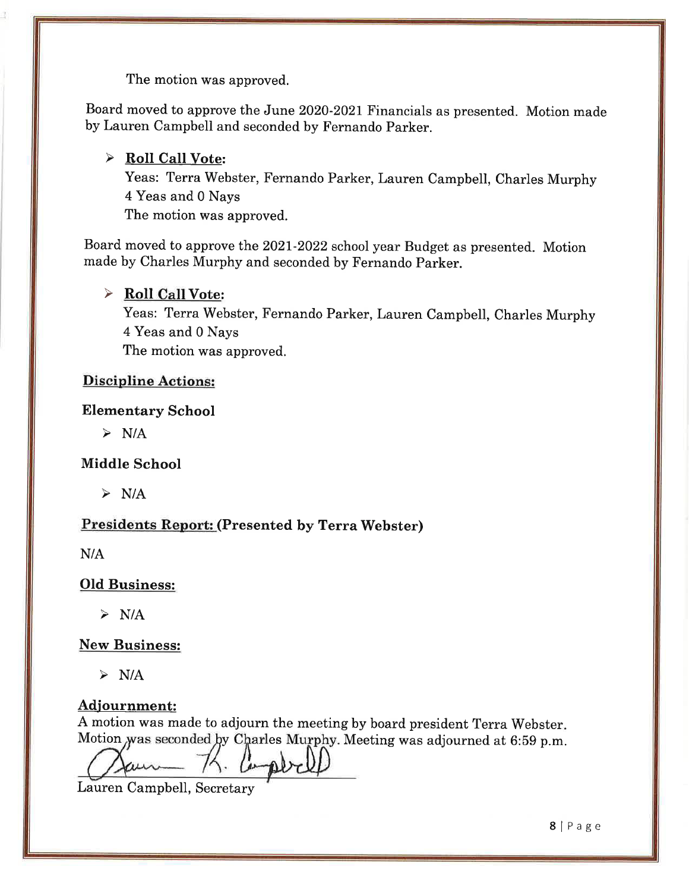The motion was approved.

Board moved to approve the June 2020-2021 Financials as presented. Motion made by Lauren Campbell and seconded by Fernando Parker.

- **Roll Call Vote:**
  Yeas: Terra Webster, Fernando Parker, Lauren Campbell, Charles Murphy
  4 Yeas and 0 Nays
  The motion was approved.

Board moved to approve the 2021-2022 school year Budget as presented. Motion made by Charles Murphy and seconded by Fernando Parker.

- **Roll Call Vote:**
  Yeas: Terra Webster, Fernando Parker, Lauren Campbell, Charles Murphy
  4 Yeas and 0 Nays
  The motion was approved.

**Discipline Actions:**

**Elementary School**

- N/A

**Middle School**

- N/A

**Presidents Report: (Presented by Terra Webster)**

N/A

**Old Business:**

- N/A

**New Business:**

- N/A

**Adjournment:**
A motion was made to adjourn the meeting by board president Terra Webster. Motion was seconded by Charles Murphy. Meeting was adjourned at 6:59 p.m.

Lauren Campbell, Secretary